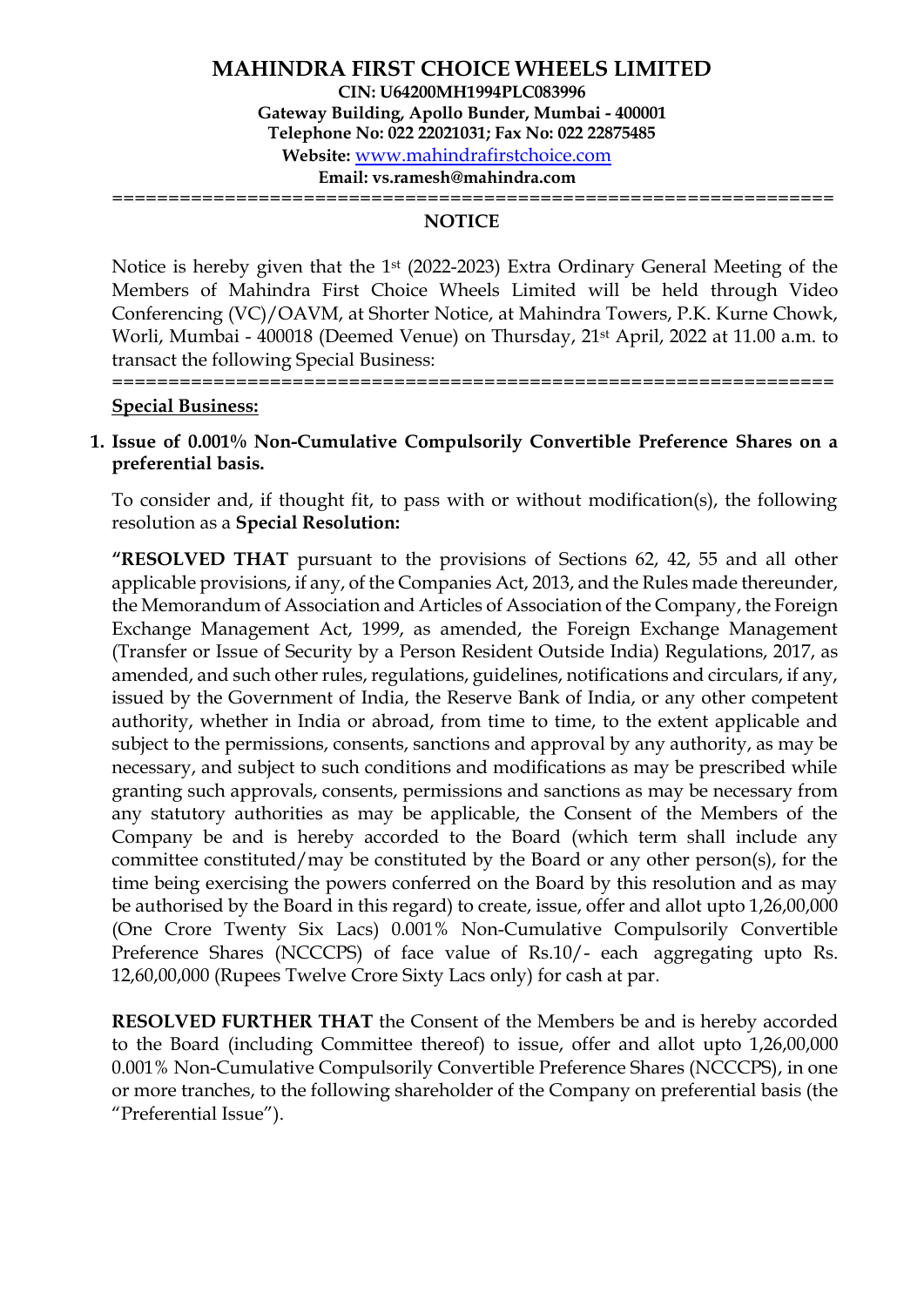# MAHINDRA FIRST CHOICE WHEELS LIMITED

**CIN: U64200MH1994PLC083996**
**Gateway Building, Apollo Bunder, Mumbai - 400001**
**Telephone No: 022 22021031; Fax No: 022 22875485**
**Website:** www.mahindrafirstchoice.com
**Email: vs.ramesh@mahindra.com**

===============================================================

## NOTICE

Notice is hereby given that the 1st (2022-2023) Extra Ordinary General Meeting of the Members of Mahindra First Choice Wheels Limited will be held through Video Conferencing (VC)/OAVM, at Shorter Notice, at Mahindra Towers, P.K. Kurne Chowk, Worli, Mumbai - 400018 (Deemed Venue) on Thursday, 21st April, 2022 at 11.00 a.m. to transact the following Special Business:

===============================================================

**Special Business:**

1. **Issue of 0.001% Non-Cumulative Compulsorily Convertible Preference Shares on a preferential basis.**

   To consider and, if thought fit, to pass with or without modification(s), the following resolution as a **Special Resolution:**

   **"RESOLVED THAT** pursuant to the provisions of Sections 62, 42, 55 and all other applicable provisions, if any, of the Companies Act, 2013, and the Rules made thereunder, the Memorandum of Association and Articles of Association of the Company, the Foreign Exchange Management Act, 1999, as amended, the Foreign Exchange Management (Transfer or Issue of Security by a Person Resident Outside India) Regulations, 2017, as amended, and such other rules, regulations, guidelines, notifications and circulars, if any, issued by the Government of India, the Reserve Bank of India, or any other competent authority, whether in India or abroad, from time to time, to the extent applicable and subject to the permissions, consents, sanctions and approval by any authority, as may be necessary, and subject to such conditions and modifications as may be prescribed while granting such approvals, consents, permissions and sanctions as may be necessary from any statutory authorities as may be applicable, the Consent of the Members of the Company be and is hereby accorded to the Board (which term shall include any committee constituted/may be constituted by the Board or any other person(s), for the time being exercising the powers conferred on the Board by this resolution and as may be authorised by the Board in this regard) to create, issue, offer and allot upto 1,26,00,000 (One Crore Twenty Six Lacs) 0.001% Non-Cumulative Compulsorily Convertible Preference Shares (NCCCPS) of face value of Rs.10/- each aggregating upto Rs. 12,60,00,000 (Rupees Twelve Crore Sixty Lacs only) for cash at par.

   **RESOLVED FURTHER THAT** the Consent of the Members be and is hereby accorded to the Board (including Committee thereof) to issue, offer and allot upto 1,26,00,000 0.001% Non-Cumulative Compulsorily Convertible Preference Shares (NCCCPS), in one or more tranches, to the following shareholder of the Company on preferential basis (the "Preferential Issue").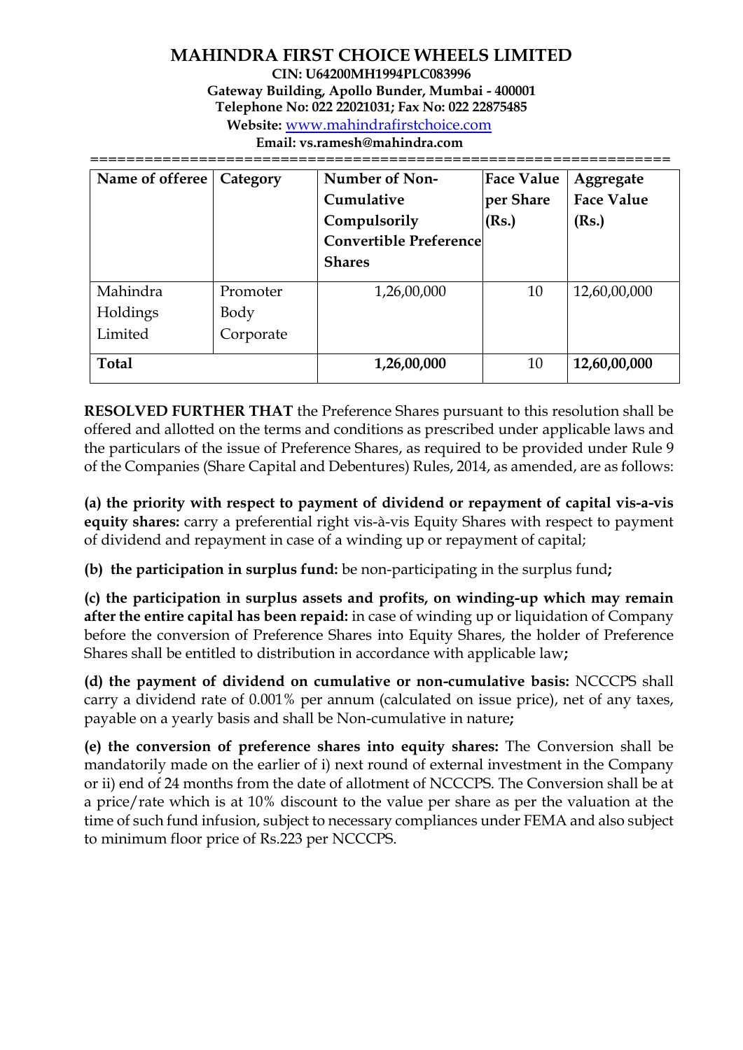# MAHINDRA FIRST CHOICE WHEELS LIMITED

**CIN: U64200MH1994PLC083996**
**Gateway Building, Apollo Bunder, Mumbai - 400001**
**Telephone No: 022 22021031; Fax No: 022 22875485**
**Website:** www.mahindrafirstchoice.com
**Email: vs.ramesh@mahindra.com**

==========================================================

| Name of offeree | Category | Number of Non-Cumulative Compulsorily Convertible Preference Shares | Face Value per Share (Rs.) | Aggregate Face Value (Rs.) |
|---|---|---|---|---|
| Mahindra Holdings Limited | Promoter Body Corporate | 1,26,00,000 | 10 | 12,60,00,000 |
| **Total** | | **1,26,00,000** | 10 | **12,60,00,000** |

**RESOLVED FURTHER THAT** the Preference Shares pursuant to this resolution shall be offered and allotted on the terms and conditions as prescribed under applicable laws and the particulars of the issue of Preference Shares, as required to be provided under Rule 9 of the Companies (Share Capital and Debentures) Rules, 2014, as amended, are as follows:

**(a) the priority with respect to payment of dividend or repayment of capital vis-a-vis equity shares:** carry a preferential right vis-à-vis Equity Shares with respect to payment of dividend and repayment in case of a winding up or repayment of capital;

**(b) the participation in surplus fund:** be non-participating in the surplus fund**;**

**(c) the participation in surplus assets and profits, on winding-up which may remain after the entire capital has been repaid:** in case of winding up or liquidation of Company before the conversion of Preference Shares into Equity Shares, the holder of Preference Shares shall be entitled to distribution in accordance with applicable law**;**

**(d) the payment of dividend on cumulative or non-cumulative basis:** NCCCPS shall carry a dividend rate of 0.001% per annum (calculated on issue price), net of any taxes, payable on a yearly basis and shall be Non-cumulative in nature**;**

**(e) the conversion of preference shares into equity shares:** The Conversion shall be mandatorily made on the earlier of i) next round of external investment in the Company or ii) end of 24 months from the date of allotment of NCCCPS. The Conversion shall be at a price/rate which is at 10% discount to the value per share as per the valuation at the time of such fund infusion, subject to necessary compliances under FEMA and also subject to minimum floor price of Rs.223 per NCCCPS.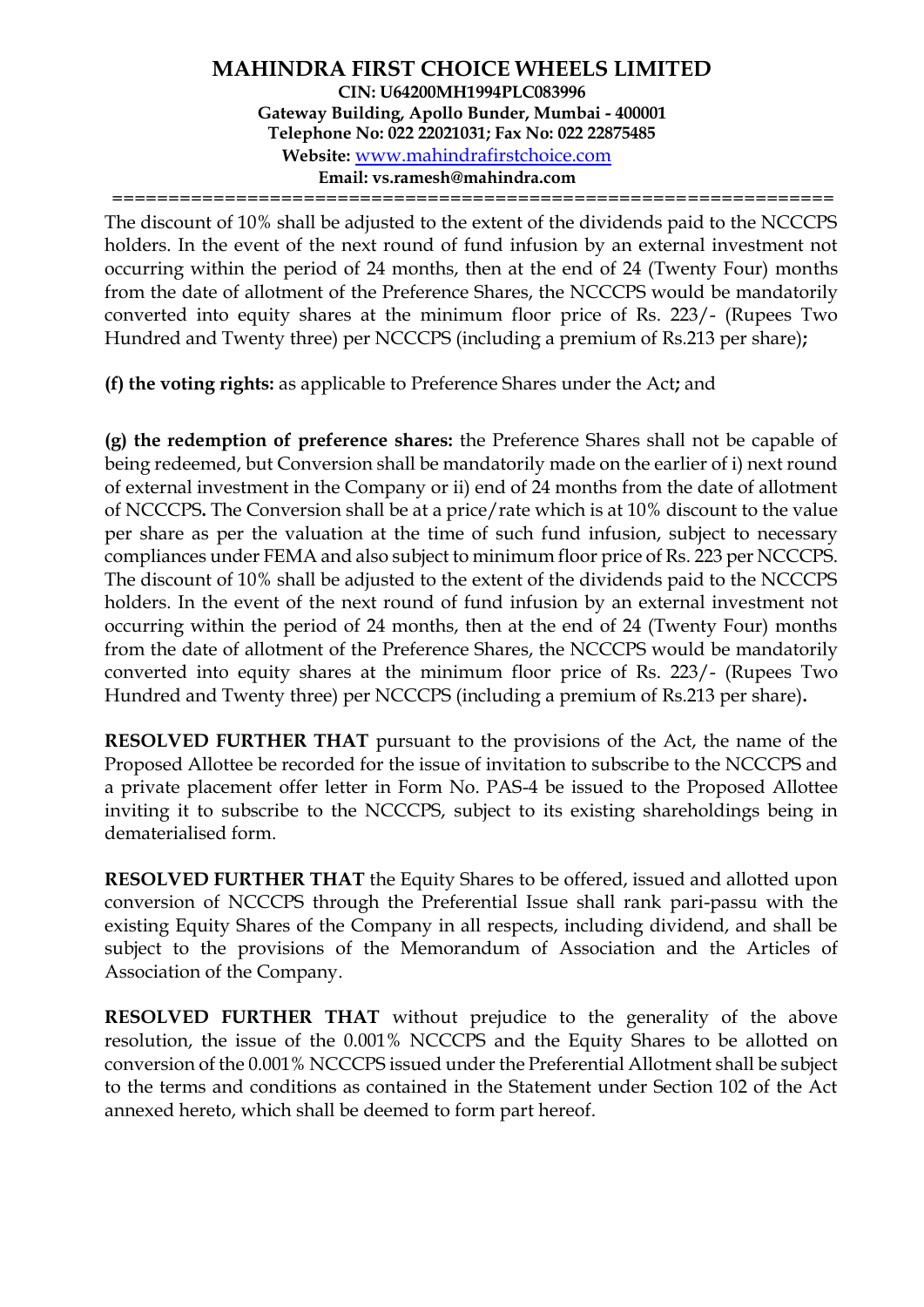The discount of 10% shall be adjusted to the extent of the dividends paid to the NCCCPS holders. In the event of the next round of fund infusion by an external investment not occurring within the period of 24 months, then at the end of 24 (Twenty Four) months from the date of allotment of the Preference Shares, the NCCCPS would be mandatorily converted into equity shares at the minimum floor price of Rs. 223/- (Rupees Two Hundred and Twenty three) per NCCCPS (including a premium of Rs.213 per share)**;**

**(f) the voting rights:** as applicable to Preference Shares under the Act**;** and

**(g) the redemption of preference shares:** the Preference Shares shall not be capable of being redeemed, but Conversion shall be mandatorily made on the earlier of i) next round of external investment in the Company or ii) end of 24 months from the date of allotment of NCCCPS**.** The Conversion shall be at a price/rate which is at 10% discount to the value per share as per the valuation at the time of such fund infusion, subject to necessary compliances under FEMA and also subject to minimum floor price of Rs. 223 per NCCCPS. The discount of 10% shall be adjusted to the extent of the dividends paid to the NCCCPS holders. In the event of the next round of fund infusion by an external investment not occurring within the period of 24 months, then at the end of 24 (Twenty Four) months from the date of allotment of the Preference Shares, the NCCCPS would be mandatorily converted into equity shares at the minimum floor price of Rs. 223/- (Rupees Two Hundred and Twenty three) per NCCCPS (including a premium of Rs.213 per share)**.**

**RESOLVED FURTHER THAT** pursuant to the provisions of the Act, the name of the Proposed Allottee be recorded for the issue of invitation to subscribe to the NCCCPS and a private placement offer letter in Form No. PAS-4 be issued to the Proposed Allottee inviting it to subscribe to the NCCCPS, subject to its existing shareholdings being in dematerialised form.

**RESOLVED FURTHER THAT** the Equity Shares to be offered, issued and allotted upon conversion of NCCCPS through the Preferential Issue shall rank pari-passu with the existing Equity Shares of the Company in all respects, including dividend, and shall be subject to the provisions of the Memorandum of Association and the Articles of Association of the Company.

**RESOLVED FURTHER THAT** without prejudice to the generality of the above resolution, the issue of the 0.001% NCCCPS and the Equity Shares to be allotted on conversion of the 0.001% NCCCPS issued under the Preferential Allotment shall be subject to the terms and conditions as contained in the Statement under Section 102 of the Act annexed hereto, which shall be deemed to form part hereof.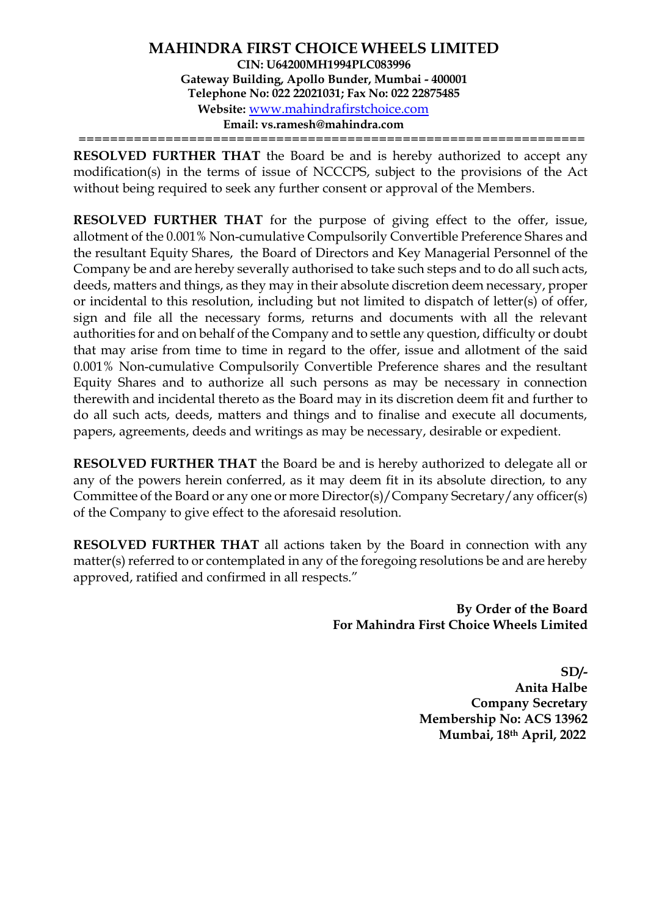# MAHINDRA FIRST CHOICE WHEELS LIMITED

**CIN: U64200MH1994PLC083996**
**Gateway Building, Apollo Bunder, Mumbai - 400001**
**Telephone No: 022 22021031; Fax No: 022 22875485**
**Website:** www.mahindrafirstchoice.com
**Email: vs.ramesh@mahindra.com**

**RESOLVED FURTHER THAT** the Board be and is hereby authorized to accept any modification(s) in the terms of issue of NCCCPS, subject to the provisions of the Act without being required to seek any further consent or approval of the Members.

**RESOLVED FURTHER THAT** for the purpose of giving effect to the offer, issue, allotment of the 0.001% Non-cumulative Compulsorily Convertible Preference Shares and the resultant Equity Shares, the Board of Directors and Key Managerial Personnel of the Company be and are hereby severally authorised to take such steps and to do all such acts, deeds, matters and things, as they may in their absolute discretion deem necessary, proper or incidental to this resolution, including but not limited to dispatch of letter(s) of offer, sign and file all the necessary forms, returns and documents with all the relevant authorities for and on behalf of the Company and to settle any question, difficulty or doubt that may arise from time to time in regard to the offer, issue and allotment of the said 0.001% Non-cumulative Compulsorily Convertible Preference shares and the resultant Equity Shares and to authorize all such persons as may be necessary in connection therewith and incidental thereto as the Board may in its discretion deem fit and further to do all such acts, deeds, matters and things and to finalise and execute all documents, papers, agreements, deeds and writings as may be necessary, desirable or expedient.

**RESOLVED FURTHER THAT** the Board be and is hereby authorized to delegate all or any of the powers herein conferred, as it may deem fit in its absolute direction, to any Committee of the Board or any one or more Director(s)/Company Secretary/any officer(s) of the Company to give effect to the aforesaid resolution.

**RESOLVED FURTHER THAT** all actions taken by the Board in connection with any matter(s) referred to or contemplated in any of the foregoing resolutions be and are hereby approved, ratified and confirmed in all respects."

**By Order of the Board**
**For Mahindra First Choice Wheels Limited**

**SD/-**
**Anita Halbe**
**Company Secretary**
**Membership No: ACS 13962**
**Mumbai, 18th April, 2022**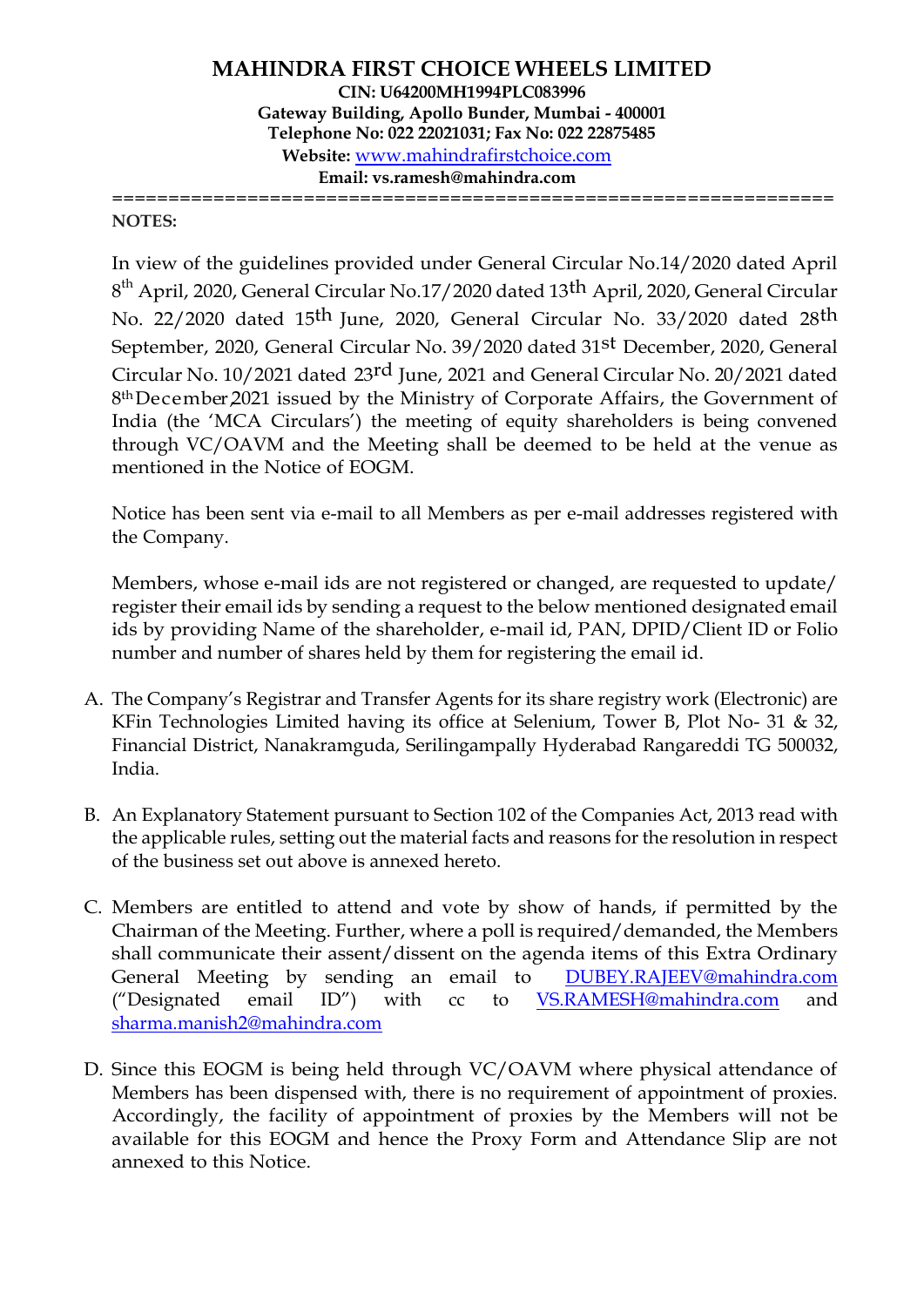# MAHINDRA FIRST CHOICE WHEELS LIMITED

**CIN: U64200MH1994PLC083996**
**Gateway Building, Apollo Bunder, Mumbai - 400001**
**Telephone No: 022 22021031; Fax No: 022 22875485**
**Website:** www.mahindrafirstchoice.com
**Email: vs.ramesh@mahindra.com**

================================================================

**NOTES:**

In view of the guidelines provided under General Circular No.14/2020 dated April 8th April, 2020, General Circular No.17/2020 dated 13th April, 2020, General Circular No. 22/2020 dated 15th June, 2020, General Circular No. 33/2020 dated 28th September, 2020, General Circular No. 39/2020 dated 31st December, 2020, General Circular No. 10/2021 dated 23rd June, 2021 and General Circular No. 20/2021 dated 8th December,2021 issued by the Ministry of Corporate Affairs, the Government of India (the 'MCA Circulars') the meeting of equity shareholders is being convened through VC/OAVM and the Meeting shall be deemed to be held at the venue as mentioned in the Notice of EOGM.

Notice has been sent via e-mail to all Members as per e-mail addresses registered with the Company.

Members, whose e-mail ids are not registered or changed, are requested to update/ register their email ids by sending a request to the below mentioned designated email ids by providing Name of the shareholder, e-mail id, PAN, DPID/Client ID or Folio number and number of shares held by them for registering the email id.

A. The Company's Registrar and Transfer Agents for its share registry work (Electronic) are KFin Technologies Limited having its office at Selenium, Tower B, Plot No- 31 & 32, Financial District, Nanakramguda, Serilingampally Hyderabad Rangareddi TG 500032, India.

B. An Explanatory Statement pursuant to Section 102 of the Companies Act, 2013 read with the applicable rules, setting out the material facts and reasons for the resolution in respect of the business set out above is annexed hereto.

C. Members are entitled to attend and vote by show of hands, if permitted by the Chairman of the Meeting. Further, where a poll is required/demanded, the Members shall communicate their assent/dissent on the agenda items of this Extra Ordinary General Meeting by sending an email to DUBEY.RAJEEV@mahindra.com ("Designated email ID") with cc to VS.RAMESH@mahindra.com and sharma.manish2@mahindra.com

D. Since this EOGM is being held through VC/OAVM where physical attendance of Members has been dispensed with, there is no requirement of appointment of proxies. Accordingly, the facility of appointment of proxies by the Members will not be available for this EOGM and hence the Proxy Form and Attendance Slip are not annexed to this Notice.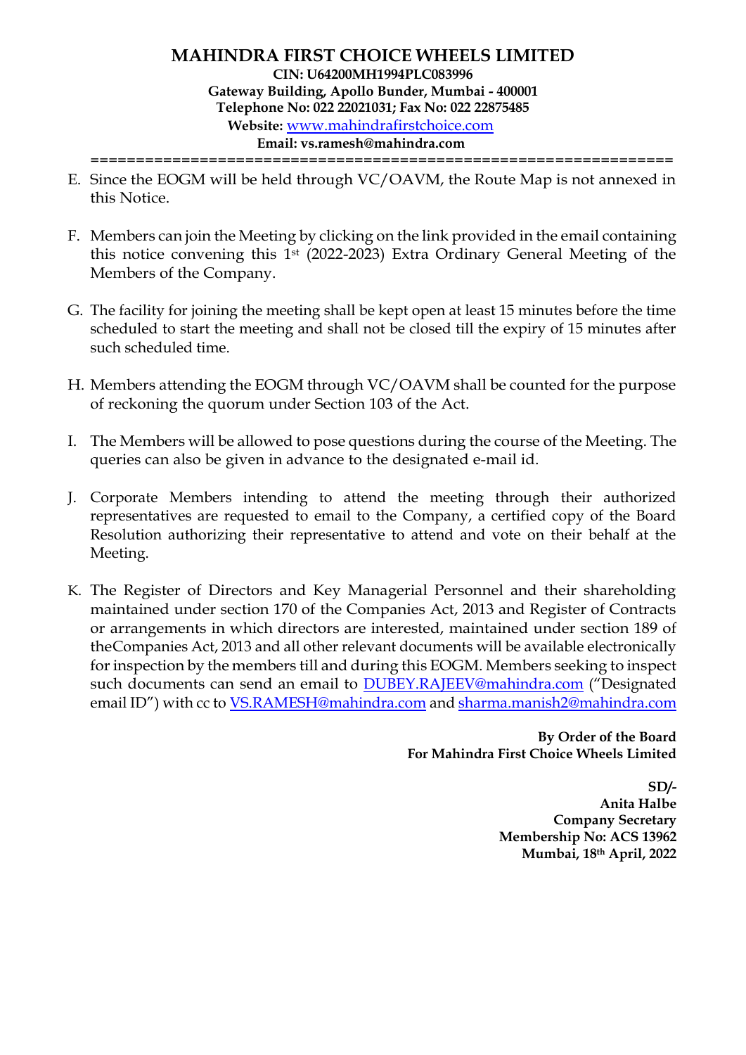**MAHINDRA FIRST CHOICE WHEELS LIMITED**
**CIN: U64200MH1994PLC083996**
**Gateway Building, Apollo Bunder, Mumbai - 400001**
**Telephone No: 022 22021031; Fax No: 022 22875485**
**Website:** www.mahindrafirstchoice.com
**Email: vs.ramesh@mahindra.com**

E. Since the EOGM will be held through VC/OAVM, the Route Map is not annexed in this Notice.

F. Members can join the Meeting by clicking on the link provided in the email containing this notice convening this 1st (2022-2023) Extra Ordinary General Meeting of the Members of the Company.

G. The facility for joining the meeting shall be kept open at least 15 minutes before the time scheduled to start the meeting and shall not be closed till the expiry of 15 minutes after such scheduled time.

H. Members attending the EOGM through VC/OAVM shall be counted for the purpose of reckoning the quorum under Section 103 of the Act.

I. The Members will be allowed to pose questions during the course of the Meeting. The queries can also be given in advance to the designated e-mail id.

J. Corporate Members intending to attend the meeting through their authorized representatives are requested to email to the Company, a certified copy of the Board Resolution authorizing their representative to attend and vote on their behalf at the Meeting.

K. The Register of Directors and Key Managerial Personnel and their shareholding maintained under section 170 of the Companies Act, 2013 and Register of Contracts or arrangements in which directors are interested, maintained under section 189 of theCompanies Act, 2013 and all other relevant documents will be available electronically for inspection by the members till and during this EOGM. Members seeking to inspect such documents can send an email to DUBEY.RAJEEV@mahindra.com ("Designated email ID") with cc to VS.RAMESH@mahindra.com and sharma.manish2@mahindra.com

**By Order of the Board**
**For Mahindra First Choice Wheels Limited**

**SD/-**
**Anita Halbe**
**Company Secretary**
**Membership No: ACS 13962**
**Mumbai, 18th April, 2022**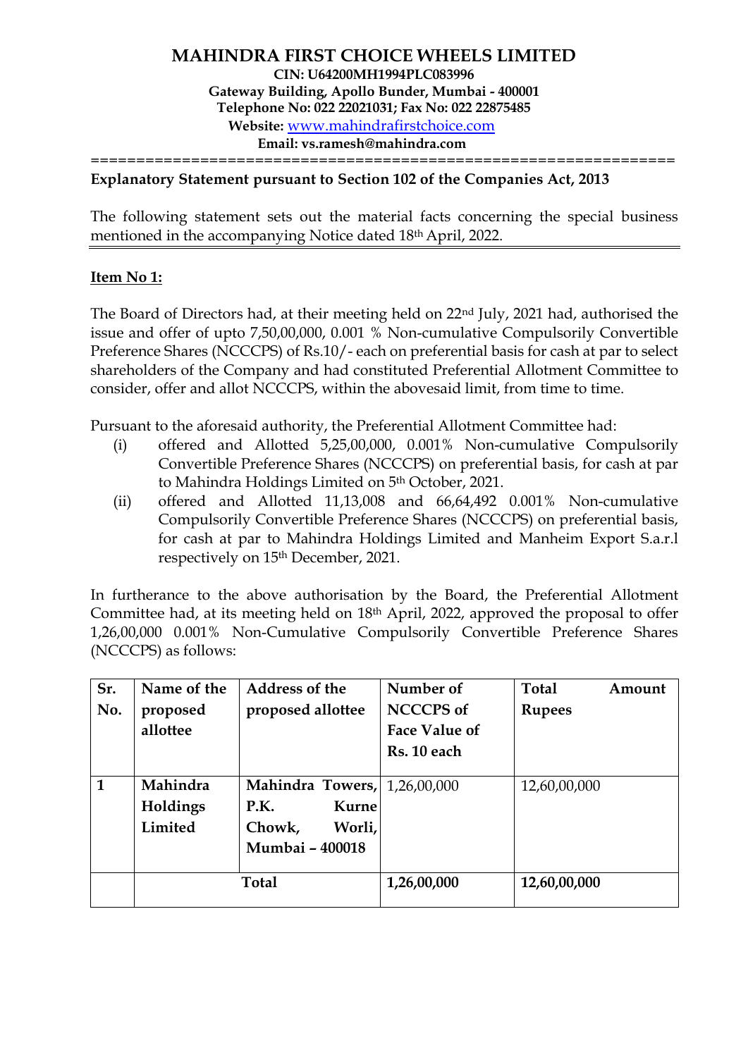# MAHINDRA FIRST CHOICE WHEELS LIMITED

**CIN: U64200MH1994PLC083996**
**Gateway Building, Apollo Bunder, Mumbai - 400001**
**Telephone No: 022 22021031; Fax No: 022 22875485**
**Website:** www.mahindrafirstchoice.com
**Email: vs.ramesh@mahindra.com**

================================================================

**Explanatory Statement pursuant to Section 102 of the Companies Act, 2013**

The following statement sets out the material facts concerning the special business mentioned in the accompanying Notice dated 18th April, 2022.

**Item No 1:**

The Board of Directors had, at their meeting held on 22nd July, 2021 had, authorised the issue and offer of upto 7,50,00,000, 0.001 % Non-cumulative Compulsorily Convertible Preference Shares (NCCCPS) of Rs.10/- each on preferential basis for cash at par to select shareholders of the Company and had constituted Preferential Allotment Committee to consider, offer and allot NCCCPS, within the abovesaid limit, from time to time.

Pursuant to the aforesaid authority, the Preferential Allotment Committee had:

(i) offered and Allotted 5,25,00,000, 0.001% Non-cumulative Compulsorily Convertible Preference Shares (NCCCPS) on preferential basis, for cash at par to Mahindra Holdings Limited on 5th October, 2021.

(ii) offered and Allotted 11,13,008 and 66,64,492 0.001% Non-cumulative Compulsorily Convertible Preference Shares (NCCCPS) on preferential basis, for cash at par to Mahindra Holdings Limited and Manheim Export S.a.r.l respectively on 15th December, 2021.

In furtherance to the above authorisation by the Board, the Preferential Allotment Committee had, at its meeting held on 18th April, 2022, approved the proposal to offer 1,26,00,000 0.001% Non-Cumulative Compulsorily Convertible Preference Shares (NCCCPS) as follows:

| Sr. No. | Name of the proposed allottee | Address of the proposed allottee | Number of NCCCPS of Face Value of Rs. 10 each | Total Amount Rupees |
|---|---|---|---|---|
| **1** | **Mahindra Holdings Limited** | **Mahindra Towers, P.K. Kurne Chowk, Worli, Mumbai – 400018** | 1,26,00,000 | 12,60,00,000 |
| | **Total** | | **1,26,00,000** | **12,60,00,000** |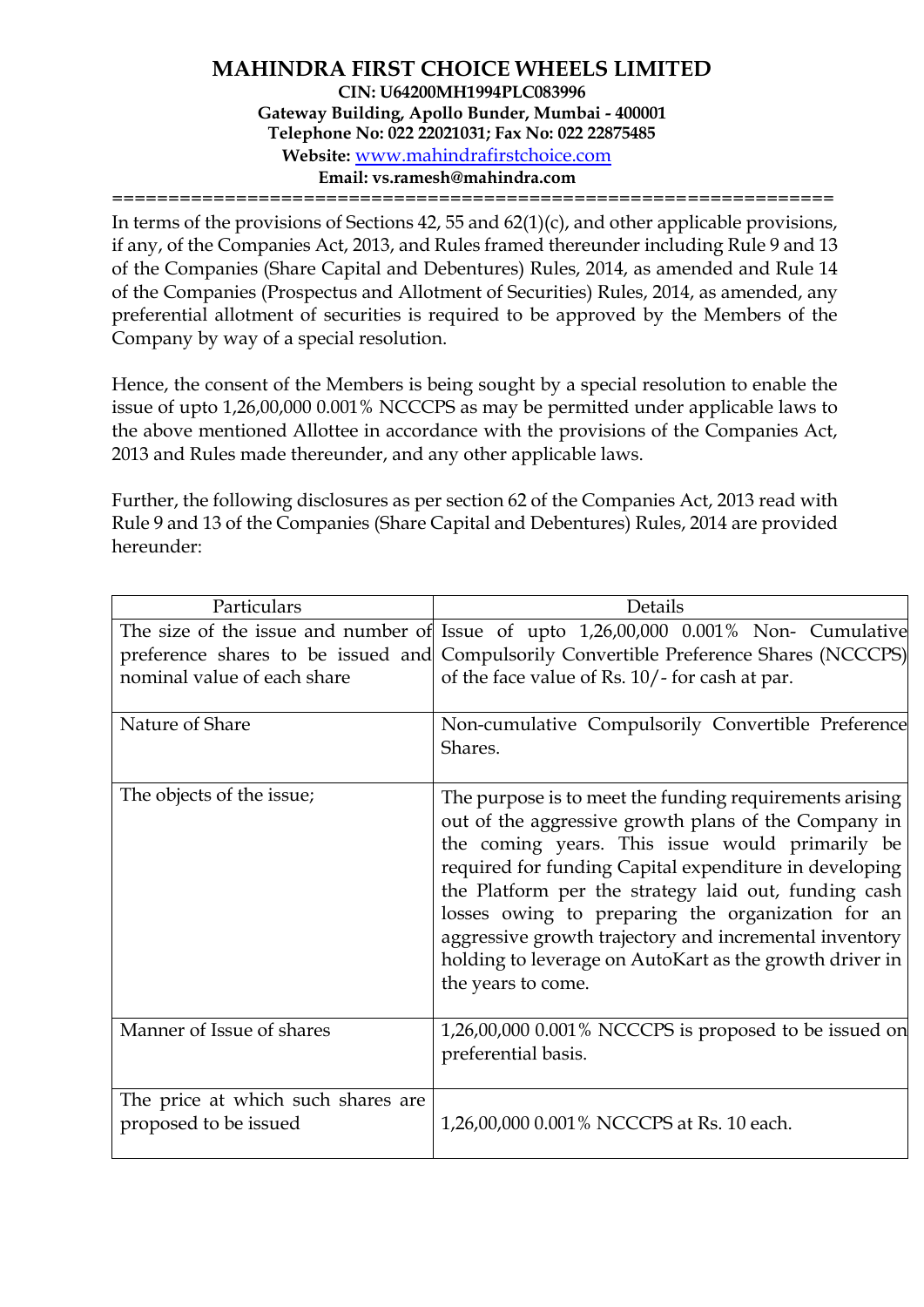# MAHINDRA FIRST CHOICE WHEELS LIMITED

**CIN: U64200MH1994PLC083996**
**Gateway Building, Apollo Bunder, Mumbai - 400001**
**Telephone No: 022 22021031; Fax No: 022 22875485**
**Website:** www.mahindrafirstchoice.com
**Email: vs.ramesh@mahindra.com**

---

In terms of the provisions of Sections 42, 55 and 62(1)(c), and other applicable provisions, if any, of the Companies Act, 2013, and Rules framed thereunder including Rule 9 and 13 of the Companies (Share Capital and Debentures) Rules, 2014, as amended and Rule 14 of the Companies (Prospectus and Allotment of Securities) Rules, 2014, as amended, any preferential allotment of securities is required to be approved by the Members of the Company by way of a special resolution.

Hence, the consent of the Members is being sought by a special resolution to enable the issue of upto 1,26,00,000 0.001% NCCCPS as may be permitted under applicable laws to the above mentioned Allottee in accordance with the provisions of the Companies Act, 2013 and Rules made thereunder, and any other applicable laws.

Further, the following disclosures as per section 62 of the Companies Act, 2013 read with Rule 9 and 13 of the Companies (Share Capital and Debentures) Rules, 2014 are provided hereunder:

| Particulars | Details |
|---|---|
| The size of the issue and number of preference shares to be issued and nominal value of each share | Issue of upto 1,26,00,000 0.001% Non- Cumulative Compulsorily Convertible Preference Shares (NCCCPS) of the face value of Rs. 10/- for cash at par. |
| Nature of Share | Non-cumulative Compulsorily Convertible Preference Shares. |
| The objects of the issue; | The purpose is to meet the funding requirements arising out of the aggressive growth plans of the Company in the coming years. This issue would primarily be required for funding Capital expenditure in developing the Platform per the strategy laid out, funding cash losses owing to preparing the organization for an aggressive growth trajectory and incremental inventory holding to leverage on AutoKart as the growth driver in the years to come. |
| Manner of Issue of shares | 1,26,00,000 0.001% NCCCPS is proposed to be issued on preferential basis. |
| The price at which such shares are proposed to be issued | 1,26,00,000 0.001% NCCCPS at Rs. 10 each. |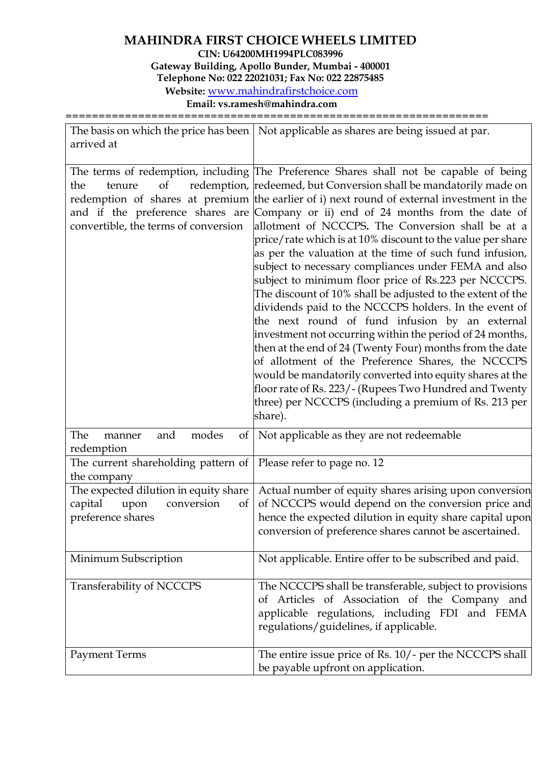# MAHINDRA FIRST CHOICE WHEELS LIMITED

**CIN: U64200MH1994PLC083996**
**Gateway Building, Apollo Bunder, Mumbai - 400001**
**Telephone No: 022 22021031; Fax No: 022 22875485**
**Website:** www.mahindrafirstchoice.com
**Email: vs.ramesh@mahindra.com**

==============================================================

| | |
|---|---|
| The basis on which the price has been arrived at | Not applicable as shares are being issued at par. |
| The terms of redemption, including the tenure of redemption, redemption of shares at premium and if the preference shares are convertible, the terms of conversion | The Preference Shares shall not be capable of being redeemed, but Conversion shall be mandatorily made on the earlier of i) next round of external investment in the Company or ii) end of 24 months from the date of allotment of NCCCPS**.** The Conversion shall be at a price/rate which is at 10% discount to the value per share as per the valuation at the time of such fund infusion, subject to necessary compliances under FEMA and also subject to minimum floor price of Rs.223 per NCCCPS. The discount of 10% shall be adjusted to the extent of the dividends paid to the NCCCPS holders. In the event of the next round of fund infusion by an external investment not occurring within the period of 24 months, then at the end of 24 (Twenty Four) months from the date of allotment of the Preference Shares, the NCCCPS would be mandatorily converted into equity shares at the floor rate of Rs. 223/- (Rupees Two Hundred and Twenty three) per NCCCPS (including a premium of Rs. 213 per share). |
| The manner and modes of redemption | Not applicable as they are not redeemable |
| The current shareholding pattern of the company | Please refer to page no. 12 |
| The expected dilution in equity share capital upon conversion of preference shares | Actual number of equity shares arising upon conversion of NCCCPS would depend on the conversion price and hence the expected dilution in equity share capital upon conversion of preference shares cannot be ascertained. |
| Minimum Subscription | Not applicable. Entire offer to be subscribed and paid. |
| Transferability of NCCCPS | The NCCCPS shall be transferable, subject to provisions of Articles of Association of the Company and applicable regulations, including FDI and FEMA regulations/guidelines, if applicable. |
| Payment Terms | The entire issue price of Rs. 10/- per the NCCCPS shall be payable upfront on application. |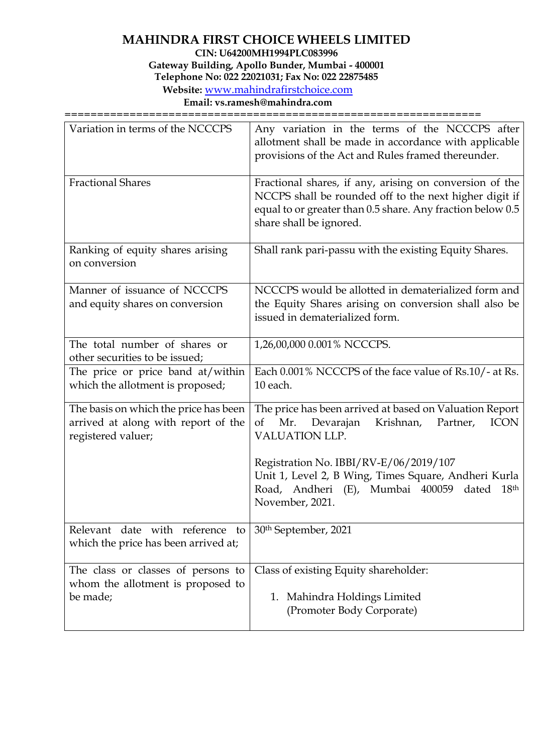# MAHINDRA FIRST CHOICE WHEELS LIMITED

**CIN: U64200MH1994PLC083996**
**Gateway Building, Apollo Bunder, Mumbai - 400001**
**Telephone No: 022 22021031; Fax No: 022 22875485**
**Website: www.mahindrafirstchoice.com**
**Email: vs.ramesh@mahindra.com**

============================================================

| | |
|---|---|
| Variation in terms of the NCCCPS | Any variation in the terms of the NCCCPS after allotment shall be made in accordance with applicable provisions of the Act and Rules framed thereunder. |
| Fractional Shares | Fractional shares, if any, arising on conversion of the NCCPS shall be rounded off to the next higher digit if equal to or greater than 0.5 share. Any fraction below 0.5 share shall be ignored. |
| Ranking of equity shares arising on conversion | Shall rank pari-passu with the existing Equity Shares. |
| Manner of issuance of NCCCPS and equity shares on conversion | NCCCPS would be allotted in dematerialized form and the Equity Shares arising on conversion shall also be issued in dematerialized form. |
| The total number of shares or other securities to be issued; | 1,26,00,000 0.001% NCCCPS. |
| The price or price band at/within which the allotment is proposed; | Each 0.001% NCCCPS of the face value of Rs.10/- at Rs. 10 each. |
| The basis on which the price has been arrived at along with report of the registered valuer; | The price has been arrived at based on Valuation Report of Mr. Devarajan Krishnan, Partner, ICON VALUATION LLP.<br><br>Registration No. IBBI/RV-E/06/2019/107<br>Unit 1, Level 2, B Wing, Times Square, Andheri Kurla Road, Andheri (E), Mumbai 400059 dated 18th November, 2021. |
| Relevant date with reference to which the price has been arrived at; | 30th September, 2021 |
| The class or classes of persons to whom the allotment is proposed to be made; | Class of existing Equity shareholder:<br><br>1. Mahindra Holdings Limited (Promoter Body Corporate) |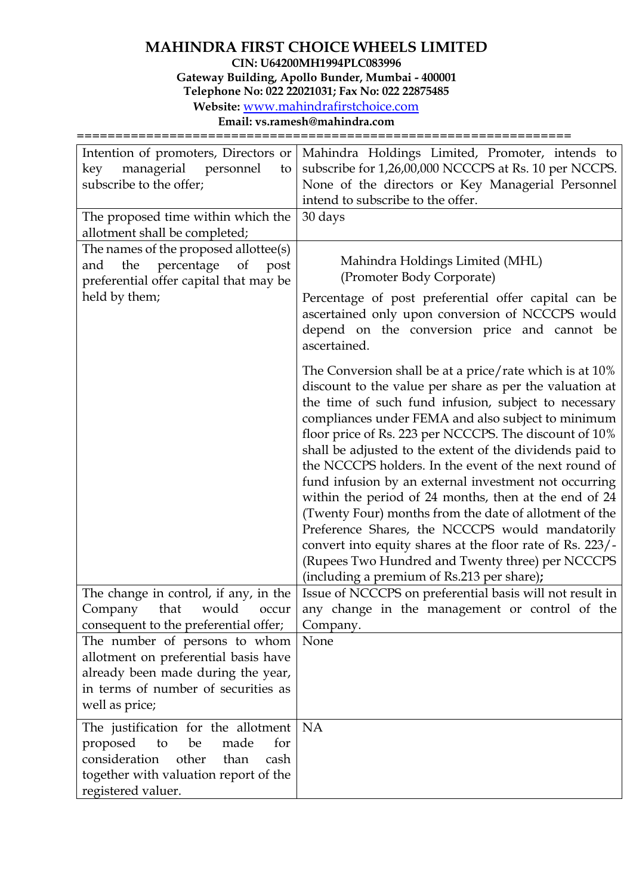# MAHINDRA FIRST CHOICE WHEELS LIMITED

**CIN: U64200MH1994PLC083996**
**Gateway Building, Apollo Bunder, Mumbai - 400001**
**Telephone No: 022 22021031; Fax No: 022 22875485**
**Website: www.mahindrafirstchoice.com**
**Email: vs.ramesh@mahindra.com**

| | |
|---|---|
| Intention of promoters, Directors or key managerial personnel to subscribe to the offer; | Mahindra Holdings Limited, Promoter, intends to subscribe for 1,26,00,000 NCCCPS at Rs. 10 per NCCPS. None of the directors or Key Managerial Personnel intend to subscribe to the offer. |
| The proposed time within which the allotment shall be completed; | 30 days |
| The names of the proposed allottee(s) and the percentage of post preferential offer capital that may be held by them; | Mahindra Holdings Limited (MHL) (Promoter Body Corporate)<br><br>Percentage of post preferential offer capital can be ascertained only upon conversion of NCCCPS would depend on the conversion price and cannot be ascertained.<br><br>The Conversion shall be at a price/rate which is at 10% discount to the value per share as per the valuation at the time of such fund infusion, subject to necessary compliances under FEMA and also subject to minimum floor price of Rs. 223 per NCCCPS. The discount of 10% shall be adjusted to the extent of the dividends paid to the NCCCPS holders. In the event of the next round of fund infusion by an external investment not occurring within the period of 24 months, then at the end of 24 (Twenty Four) months from the date of allotment of the Preference Shares, the NCCCPS would mandatorily convert into equity shares at the floor rate of Rs. 223/- (Rupees Two Hundred and Twenty three) per NCCCPS (including a premium of Rs.213 per share)**;** |
| The change in control, if any, in the Company that would occur consequent to the preferential offer; | Issue of NCCCPS on preferential basis will not result in any change in the management or control of the Company. |
| The number of persons to whom allotment on preferential basis have already been made during the year, in terms of number of securities as well as price; | None |
| The justification for the allotment proposed to be made for consideration other than cash together with valuation report of the registered valuer. | NA |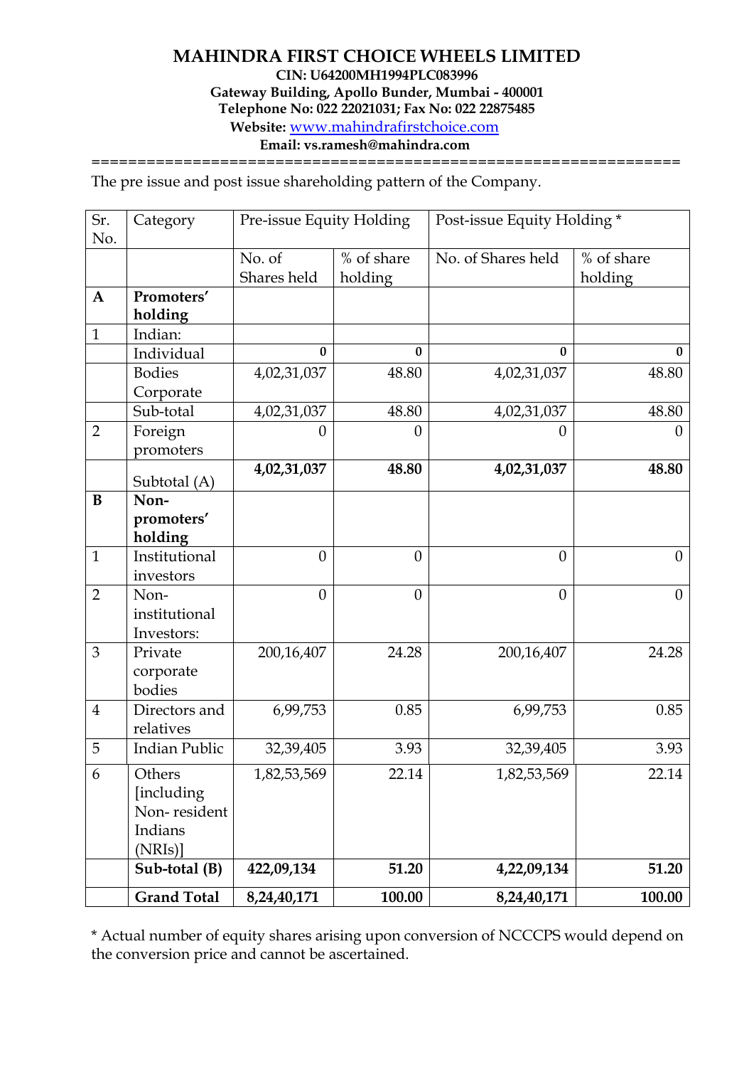# MAHINDRA FIRST CHOICE WHEELS LIMITED

**CIN: U64200MH1994PLC083996**
**Gateway Building, Apollo Bunder, Mumbai - 400001**
**Telephone No: 022 22021031; Fax No: 022 22875485**
**Website:** www.mahindrafirstchoice.com
**Email: vs.ramesh@mahindra.com**

The pre issue and post issue shareholding pattern of the Company.

| Sr. No. | Category | Pre-issue Equity Holding | | Post-issue Equity Holding * | |
|---|---|---|---|---|---|
| | | No. of Shares held | % of share holding | No. of Shares held | % of share holding |
| **A** | **Promoters' holding** | | | | |
| 1 | Indian: | | | | |
| | Individual | 0 | 0 | 0 | 0 |
| | Bodies Corporate | 4,02,31,037 | 48.80 | 4,02,31,037 | 48.80 |
| | Sub-total | 4,02,31,037 | 48.80 | 4,02,31,037 | 48.80 |
| 2 | Foreign promoters | 0 | 0 | 0 | 0 |
| | Subtotal (A) | **4,02,31,037** | **48.80** | **4,02,31,037** | **48.80** |
| **B** | **Non-promoters' holding** | | | | |
| 1 | Institutional investors | 0 | 0 | 0 | 0 |
| 2 | Non-institutional Investors: | 0 | 0 | 0 | 0 |
| 3 | Private corporate bodies | 200,16,407 | 24.28 | 200,16,407 | 24.28 |
| 4 | Directors and relatives | 6,99,753 | 0.85 | 6,99,753 | 0.85 |
| 5 | Indian Public | 32,39,405 | 3.93 | 32,39,405 | 3.93 |
| 6 | Others [including Non- resident Indians (NRIs)] | 1,82,53,569 | 22.14 | 1,82,53,569 | 22.14 |
| | **Sub-total (B)** | **422,09,134** | **51.20** | **4,22,09,134** | **51.20** |
| | **Grand Total** | **8,24,40,171** | **100.00** | **8,24,40,171** | **100.00** |

* Actual number of equity shares arising upon conversion of NCCCPS would depend on the conversion price and cannot be ascertained.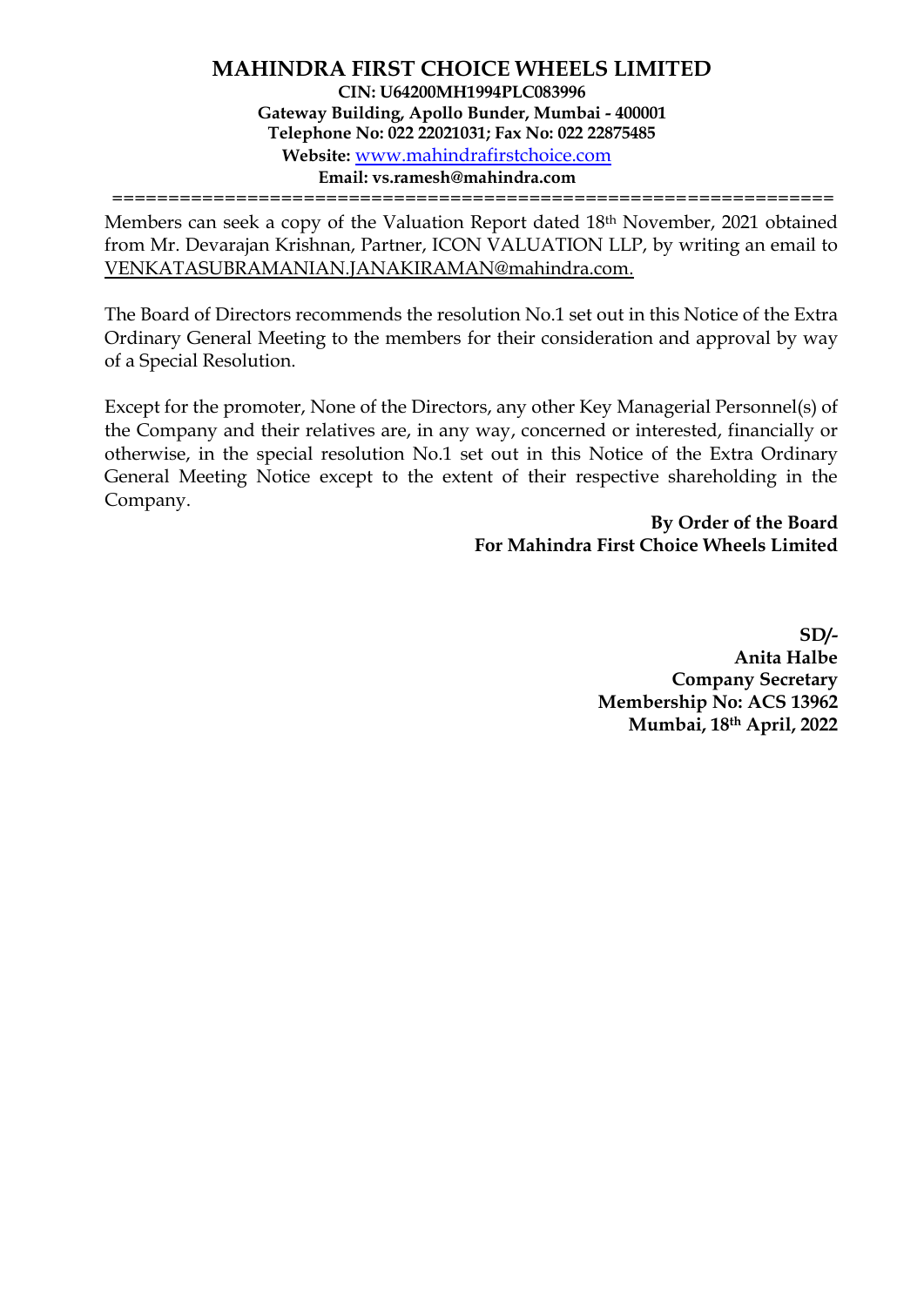**MAHINDRA FIRST CHOICE WHEELS LIMITED**
**CIN: U64200MH1994PLC083996**
**Gateway Building, Apollo Bunder, Mumbai - 400001**
**Telephone No: 022 22021031; Fax No: 022 22875485**
**Website:** www.mahindrafirstchoice.com
**Email: vs.ramesh@mahindra.com**

==============================================================

Members can seek a copy of the Valuation Report dated 18th November, 2021 obtained from Mr. Devarajan Krishnan, Partner, ICON VALUATION LLP, by writing an email to VENKATASUBRAMANIAN.JANAKIRAMAN@mahindra.com.

The Board of Directors recommends the resolution No.1 set out in this Notice of the Extra Ordinary General Meeting to the members for their consideration and approval by way of a Special Resolution.

Except for the promoter, None of the Directors, any other Key Managerial Personnel(s) of the Company and their relatives are, in any way, concerned or interested, financially or otherwise, in the special resolution No.1 set out in this Notice of the Extra Ordinary General Meeting Notice except to the extent of their respective shareholding in the Company.

**By Order of the Board**
**For Mahindra First Choice Wheels Limited**

**SD/-**
**Anita Halbe**
**Company Secretary**
**Membership No: ACS 13962**
**Mumbai, 18th April, 2022**